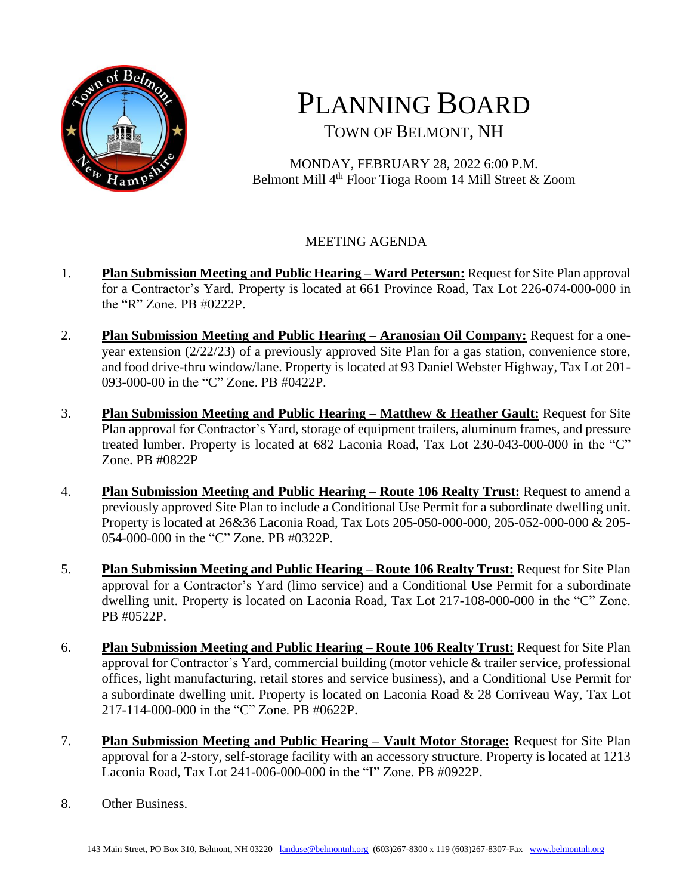# Planning Board

## Town of Belmont, NH

MONDAY, FEBRUARY 28, 2022 6:00 P.M.
Belmont Mill 4th Floor Tioga Room 14 Mill Street & Zoom

MEETING AGENDA

1. **Plan Submission Meeting and Public Hearing – Ward Peterson:** Request for Site Plan approval for a Contractor's Yard. Property is located at 661 Province Road, Tax Lot 226-074-000-000 in the "R" Zone. PB #0222P.

2. **Plan Submission Meeting and Public Hearing – Aranosian Oil Company:** Request for a one-year extension (2/22/23) of a previously approved Site Plan for a gas station, convenience store, and food drive-thru window/lane. Property is located at 93 Daniel Webster Highway, Tax Lot 201-093-000-00 in the "C" Zone. PB #0422P.

3. **Plan Submission Meeting and Public Hearing – Matthew & Heather Gault:** Request for Site Plan approval for Contractor's Yard, storage of equipment trailers, aluminum frames, and pressure treated lumber. Property is located at 682 Laconia Road, Tax Lot 230-043-000-000 in the "C" Zone. PB #0822P

4. **Plan Submission Meeting and Public Hearing – Route 106 Realty Trust:** Request to amend a previously approved Site Plan to include a Conditional Use Permit for a subordinate dwelling unit. Property is located at 26&36 Laconia Road, Tax Lots 205-050-000-000, 205-052-000-000 & 205-054-000-000 in the "C" Zone. PB #0322P.

5. **Plan Submission Meeting and Public Hearing – Route 106 Realty Trust:** Request for Site Plan approval for a Contractor's Yard (limo service) and a Conditional Use Permit for a subordinate dwelling unit. Property is located on Laconia Road, Tax Lot 217-108-000-000 in the "C" Zone. PB #0522P.

6. **Plan Submission Meeting and Public Hearing – Route 106 Realty Trust:** Request for Site Plan approval for Contractor's Yard, commercial building (motor vehicle & trailer service, professional offices, light manufacturing, retail stores and service business), and a Conditional Use Permit for a subordinate dwelling unit. Property is located on Laconia Road & 28 Corriveau Way, Tax Lot 217-114-000-000 in the "C" Zone. PB #0622P.

7. **Plan Submission Meeting and Public Hearing – Vault Motor Storage:** Request for Site Plan approval for a 2-story, self-storage facility with an accessory structure. Property is located at 1213 Laconia Road, Tax Lot 241-006-000-000 in the "I" Zone. PB #0922P.

8. Other Business.

143 Main Street, PO Box 310, Belmont, NH 03220 landuse@belmontnh.org (603)267-8300 x 119 (603)267-8307-Fax www.belmontnh.org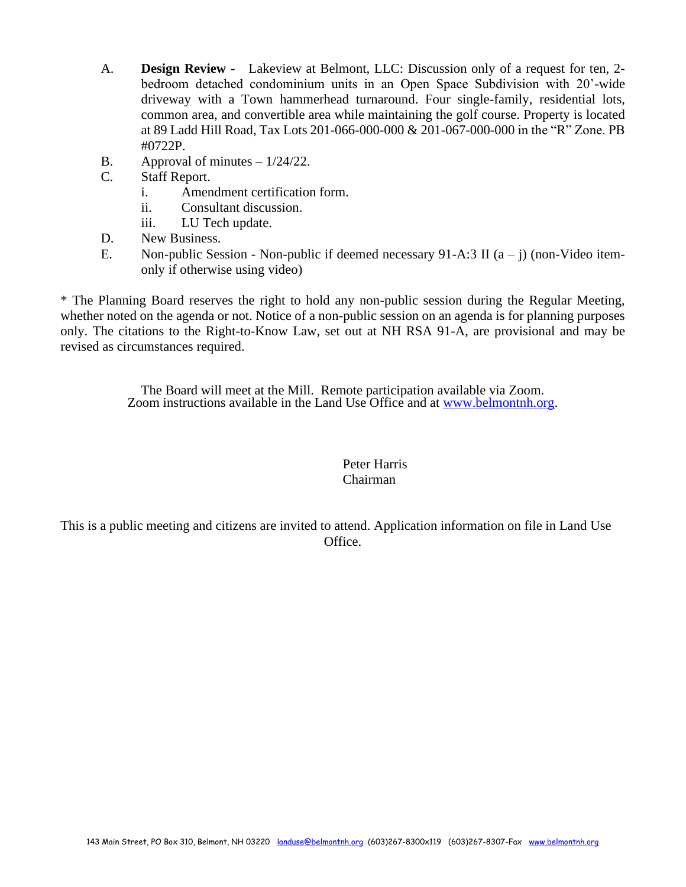A. **Design Review** - Lakeview at Belmont, LLC: Discussion only of a request for ten, 2-bedroom detached condominium units in an Open Space Subdivision with 20'-wide driveway with a Town hammerhead turnaround. Four single-family, residential lots, common area, and convertible area while maintaining the golf course. Property is located at 89 Ladd Hill Road, Tax Lots 201-066-000-000 & 201-067-000-000 in the "R" Zone. PB #0722P.

B. Approval of minutes – 1/24/22.

C. Staff Report.
   - i. Amendment certification form.
   - ii. Consultant discussion.
   - iii. LU Tech update.

D. New Business.

E. Non-public Session - Non-public if deemed necessary 91-A:3 II (a – j) (non-Video item-only if otherwise using video)

* The Planning Board reserves the right to hold any non-public session during the Regular Meeting, whether noted on the agenda or not. Notice of a non-public session on an agenda is for planning purposes only. The citations to the Right-to-Know Law, set out at NH RSA 91-A, are provisional and may be revised as circumstances required.

The Board will meet at the Mill. Remote participation available via Zoom.
Zoom instructions available in the Land Use Office and at www.belmontnh.org.

Peter Harris
Chairman

This is a public meeting and citizens are invited to attend. Application information on file in Land Use Office.

143 Main Street, PO Box 310, Belmont, NH 03220 landuse@belmontnh.org (603)267-8300x119 (603)267-8307-Fax www.belmontnh.org